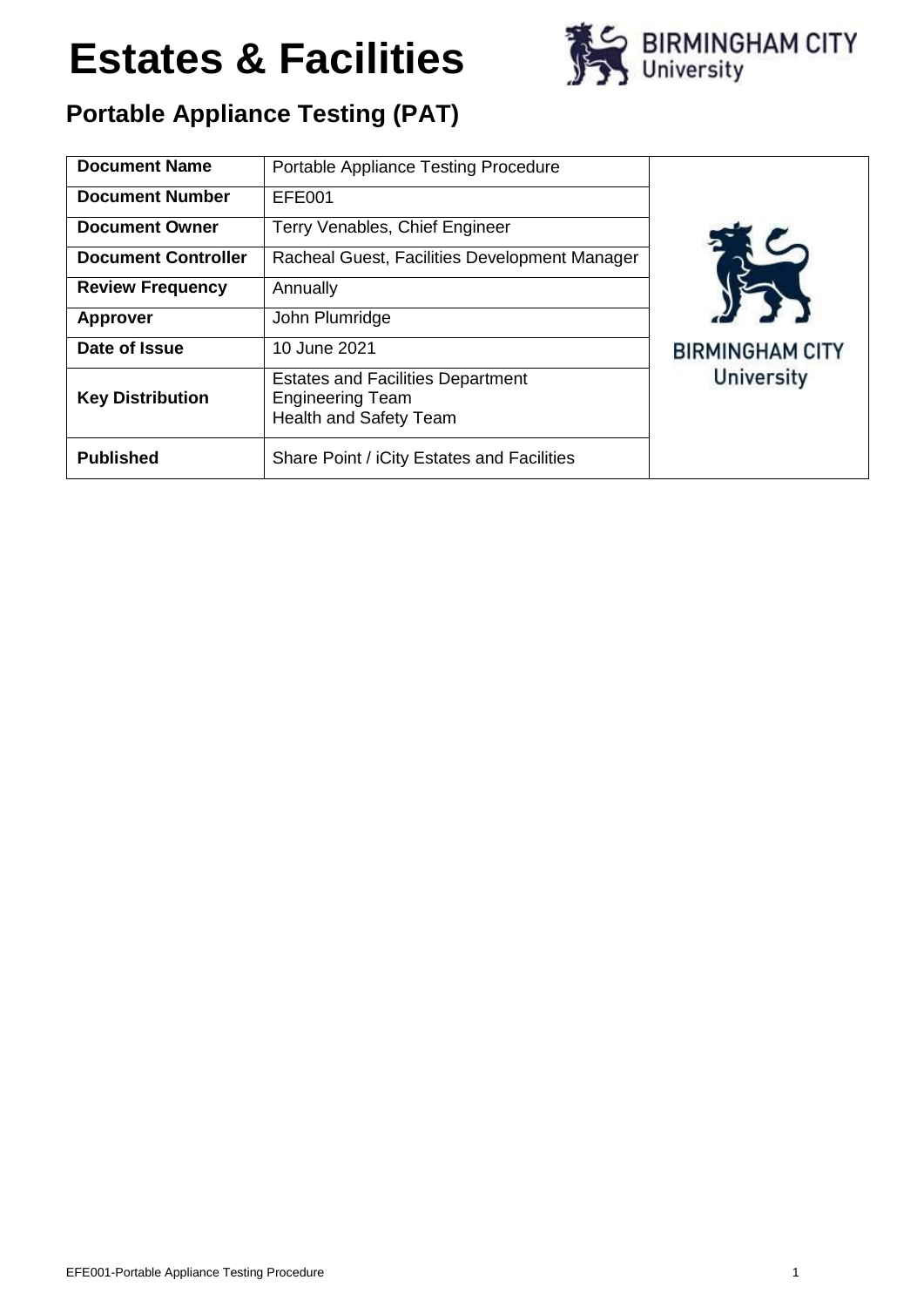# Estates & Facilities

## Portable Appliance Testing (PAT)

| **Document Name** | Portable Appliance Testing Procedure |
|---|---|
| **Document Number** | EFE001 |
| **Document Owner** | Terry Venables, Chief Engineer |
| **Document Controller** | Racheal Guest, Facilities Development Manager |
| **Review Frequency** | Annually |
| **Approver** | John Plumridge |
| **Date of Issue** | 10 June 2021 |
| **Key Distribution** | Estates and Facilities Department<br>Engineering Team<br>Health and Safety Team |
| **Published** | Share Point / iCity Estates and Facilities |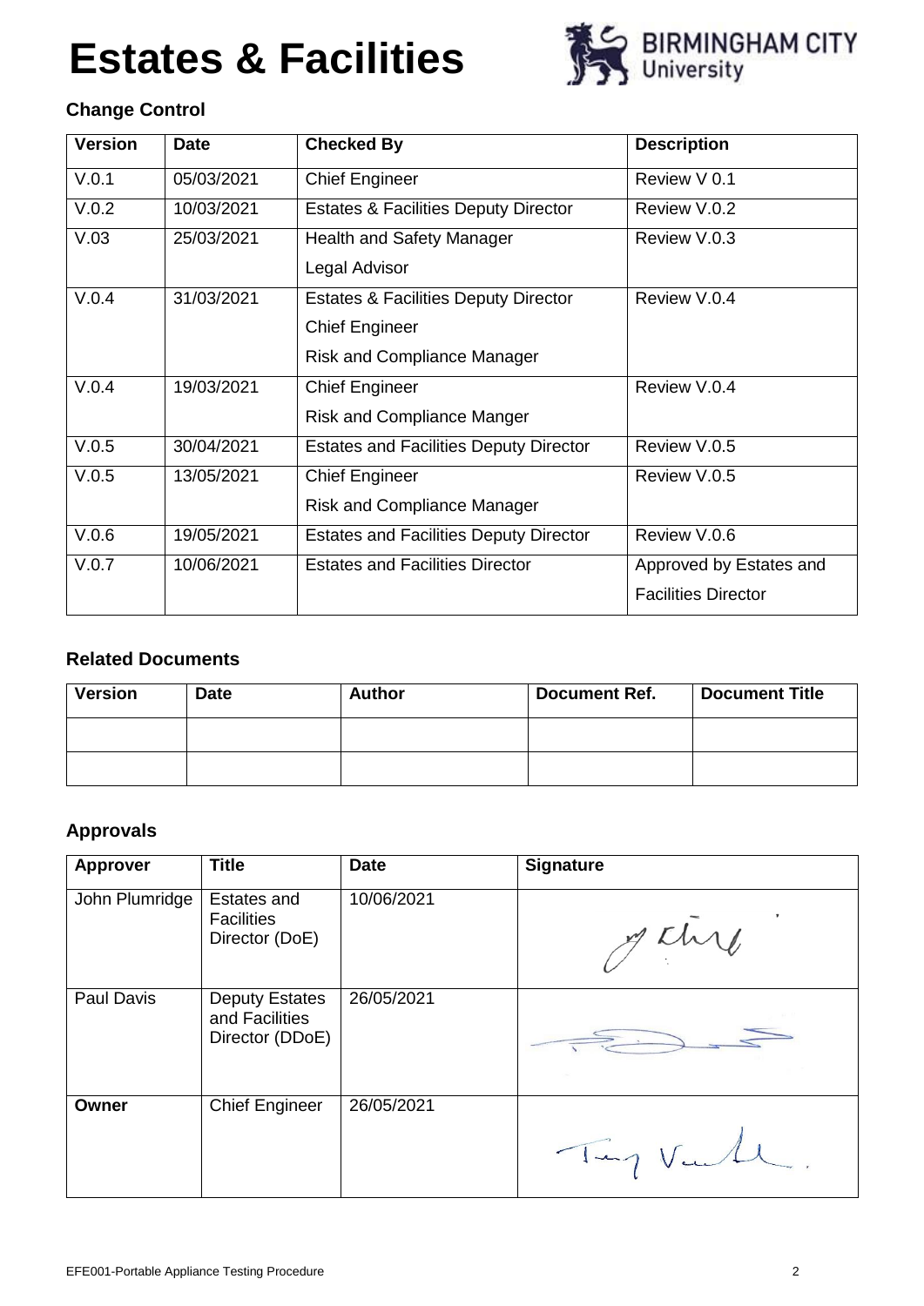# Estates & Facilities

### Change Control

| Version | Date | Checked By | Description |
|---|---|---|---|
| V.0.1 | 05/03/2021 | Chief Engineer | Review V 0.1 |
| V.0.2 | 10/03/2021 | Estates & Facilities Deputy Director | Review V.0.2 |
| V.03 | 25/03/2021 | Health and Safety Manager<br>Legal Advisor | Review V.0.3 |
| V.0.4 | 31/03/2021 | Estates & Facilities Deputy Director<br>Chief Engineer<br>Risk and Compliance Manager | Review V.0.4 |
| V.0.4 | 19/03/2021 | Chief Engineer<br>Risk and Compliance Manger | Review V.0.4 |
| V.0.5 | 30/04/2021 | Estates and Facilities Deputy Director | Review V.0.5 |
| V.0.5 | 13/05/2021 | Chief Engineer<br>Risk and Compliance Manager | Review V.0.5 |
| V.0.6 | 19/05/2021 | Estates and Facilities Deputy Director | Review V.0.6 |
| V.0.7 | 10/06/2021 | Estates and Facilities Director | Approved by Estates and Facilities Director |

### Related Documents

| Version | Date | Author | Document Ref. | Document Title |
|---|---|---|---|---|
| | | | | |
| | | | | |

### Approvals

| Approver | Title | Date | Signature |
|---|---|---|---|
| John Plumridge | Estates and Facilities Director (DoE) | 10/06/2021 | |
| Paul Davis | Deputy Estates and Facilities Director (DDoE) | 26/05/2021 | |
| **Owner** | Chief Engineer | 26/05/2021 | |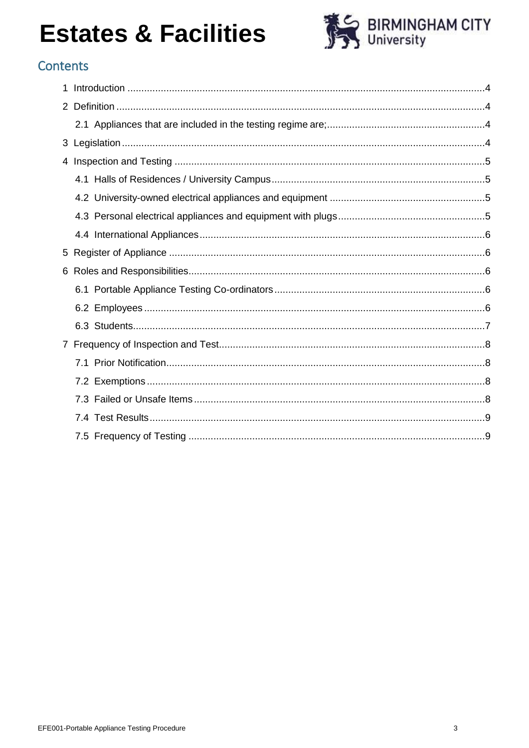# Estates & Facilities

## Contents

- 1 Introduction ....................................................................................................................4
- 2 Definition ........................................................................................................................4
  - 2.1 Appliances that are included in the testing regime are; ...........................................4
- 3 Legislation ......................................................................................................................4
- 4 Inspection and Testing ...................................................................................................5
  - 4.1 Halls of Residences / University Campus ................................................................5
  - 4.2 University-owned electrical appliances and equipment ............................................5
  - 4.3 Personal electrical appliances and equipment with plugs ........................................5
  - 4.4 International Appliances ..........................................................................................6
- 5 Register of Appliance .....................................................................................................6
- 6 Roles and Responsibilities .............................................................................................6
  - 6.1 Portable Appliance Testing Co-ordinators ................................................................6
  - 6.2 Employees ...............................................................................................................6
  - 6.3 Students ...................................................................................................................7
- 7 Frequency of Inspection and Test ..................................................................................8
  - 7.1 Prior Notification .......................................................................................................8
  - 7.2 Exemptions ...............................................................................................................8
  - 7.3 Failed or Unsafe Items .............................................................................................8
  - 7.4 Test Results .............................................................................................................9
  - 7.5 Frequency of Testing ................................................................................................9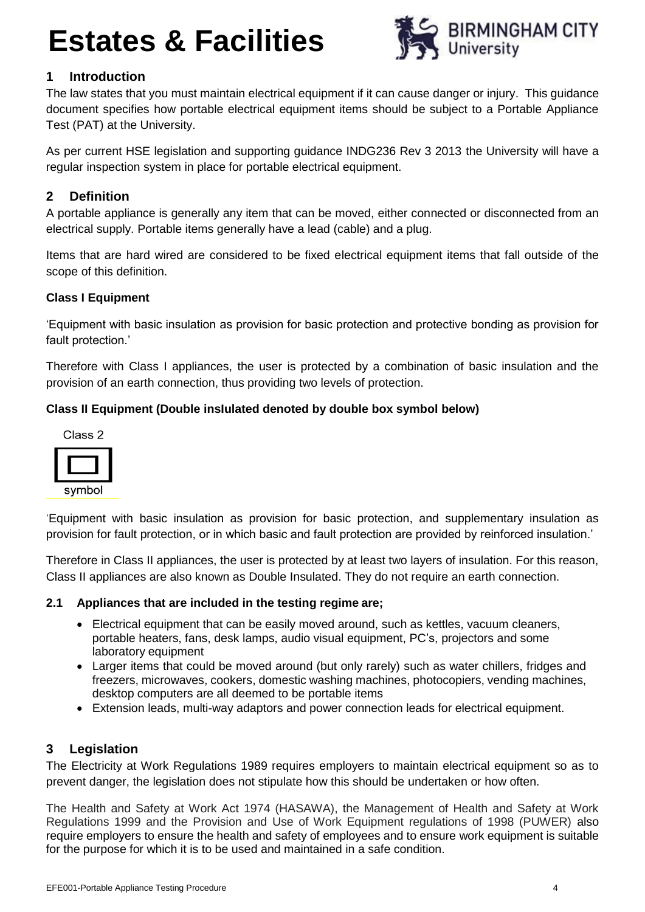# Estates & Facilities

## 1 Introduction

The law states that you must maintain electrical equipment if it can cause danger or injury. This guidance document specifies how portable electrical equipment items should be subject to a Portable Appliance Test (PAT) at the University.

As per current HSE legislation and supporting guidance INDG236 Rev 3 2013 the University will have a regular inspection system in place for portable electrical equipment.

## 2 Definition

A portable appliance is generally any item that can be moved, either connected or disconnected from an electrical supply. Portable items generally have a lead (cable) and a plug.

Items that are hard wired are considered to be fixed electrical equipment items that fall outside of the scope of this definition.

**Class I Equipment**

'Equipment with basic insulation as provision for basic protection and protective bonding as provision for fault protection.'

Therefore with Class I appliances, the user is protected by a combination of basic insulation and the provision of an earth connection, thus providing two levels of protection.

**Class II Equipment (Double inslulated denoted by double box symbol below)**

Class 2

symbol

'Equipment with basic insulation as provision for basic protection, and supplementary insulation as provision for fault protection, or in which basic and fault protection are provided by reinforced insulation.'

Therefore in Class II appliances, the user is protected by at least two layers of insulation. For this reason, Class II appliances are also known as Double Insulated. They do not require an earth connection.

### 2.1 Appliances that are included in the testing regime are;

- Electrical equipment that can be easily moved around, such as kettles, vacuum cleaners, portable heaters, fans, desk lamps, audio visual equipment, PC's, projectors and some laboratory equipment
- Larger items that could be moved around (but only rarely) such as water chillers, fridges and freezers, microwaves, cookers, domestic washing machines, photocopiers, vending machines, desktop computers are all deemed to be portable items
- Extension leads, multi-way adaptors and power connection leads for electrical equipment.

## 3 Legislation

The Electricity at Work Regulations 1989 requires employers to maintain electrical equipment so as to prevent danger, the legislation does not stipulate how this should be undertaken or how often.

The Health and Safety at Work Act 1974 (HASAWA), the Management of Health and Safety at Work Regulations 1999 and the Provision and Use of Work Equipment regulations of 1998 (PUWER) also require employers to ensure the health and safety of employees and to ensure work equipment is suitable for the purpose for which it is to be used and maintained in a safe condition.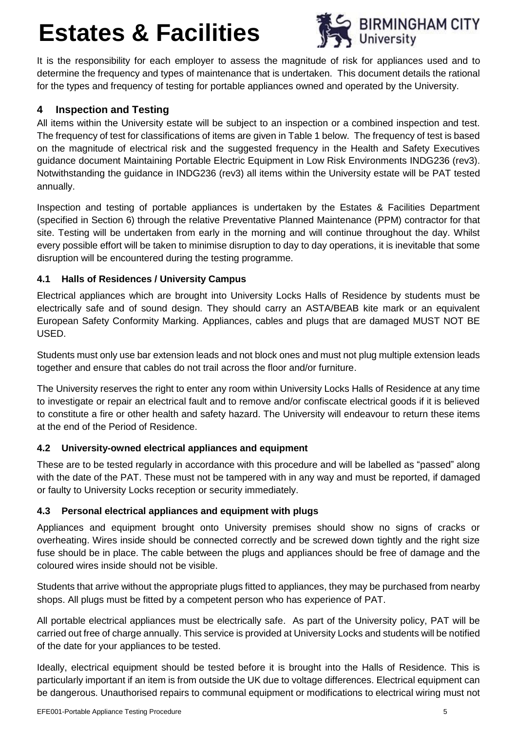It is the responsibility for each employer to assess the magnitude of risk for appliances used and to determine the frequency and types of maintenance that is undertaken. This document details the rational for the types and frequency of testing for portable appliances owned and operated by the University.

## 4 Inspection and Testing

All items within the University estate will be subject to an inspection or a combined inspection and test. The frequency of test for classifications of items are given in Table 1 below. The frequency of test is based on the magnitude of electrical risk and the suggested frequency in the Health and Safety Executives guidance document Maintaining Portable Electric Equipment in Low Risk Environments INDG236 (rev3). Notwithstanding the guidance in INDG236 (rev3) all items within the University estate will be PAT tested annually.

Inspection and testing of portable appliances is undertaken by the Estates & Facilities Department (specified in Section 6) through the relative Preventative Planned Maintenance (PPM) contractor for that site. Testing will be undertaken from early in the morning and will continue throughout the day. Whilst every possible effort will be taken to minimise disruption to day to day operations, it is inevitable that some disruption will be encountered during the testing programme.

### 4.1 Halls of Residences / University Campus

Electrical appliances which are brought into University Locks Halls of Residence by students must be electrically safe and of sound design. They should carry an ASTA/BEAB kite mark or an equivalent European Safety Conformity Marking. Appliances, cables and plugs that are damaged MUST NOT BE USED.

Students must only use bar extension leads and not block ones and must not plug multiple extension leads together and ensure that cables do not trail across the floor and/or furniture.

The University reserves the right to enter any room within University Locks Halls of Residence at any time to investigate or repair an electrical fault and to remove and/or confiscate electrical goods if it is believed to constitute a fire or other health and safety hazard. The University will endeavour to return these items at the end of the Period of Residence.

### 4.2 University-owned electrical appliances and equipment

These are to be tested regularly in accordance with this procedure and will be labelled as "passed" along with the date of the PAT. These must not be tampered with in any way and must be reported, if damaged or faulty to University Locks reception or security immediately.

### 4.3 Personal electrical appliances and equipment with plugs

Appliances and equipment brought onto University premises should show no signs of cracks or overheating. Wires inside should be connected correctly and be screwed down tightly and the right size fuse should be in place. The cable between the plugs and appliances should be free of damage and the coloured wires inside should not be visible.

Students that arrive without the appropriate plugs fitted to appliances, they may be purchased from nearby shops. All plugs must be fitted by a competent person who has experience of PAT.

All portable electrical appliances must be electrically safe. As part of the University policy, PAT will be carried out free of charge annually. This service is provided at University Locks and students will be notified of the date for your appliances to be tested.

Ideally, electrical equipment should be tested before it is brought into the Halls of Residence. This is particularly important if an item is from outside the UK due to voltage differences. Electrical equipment can be dangerous. Unauthorised repairs to communal equipment or modifications to electrical wiring must not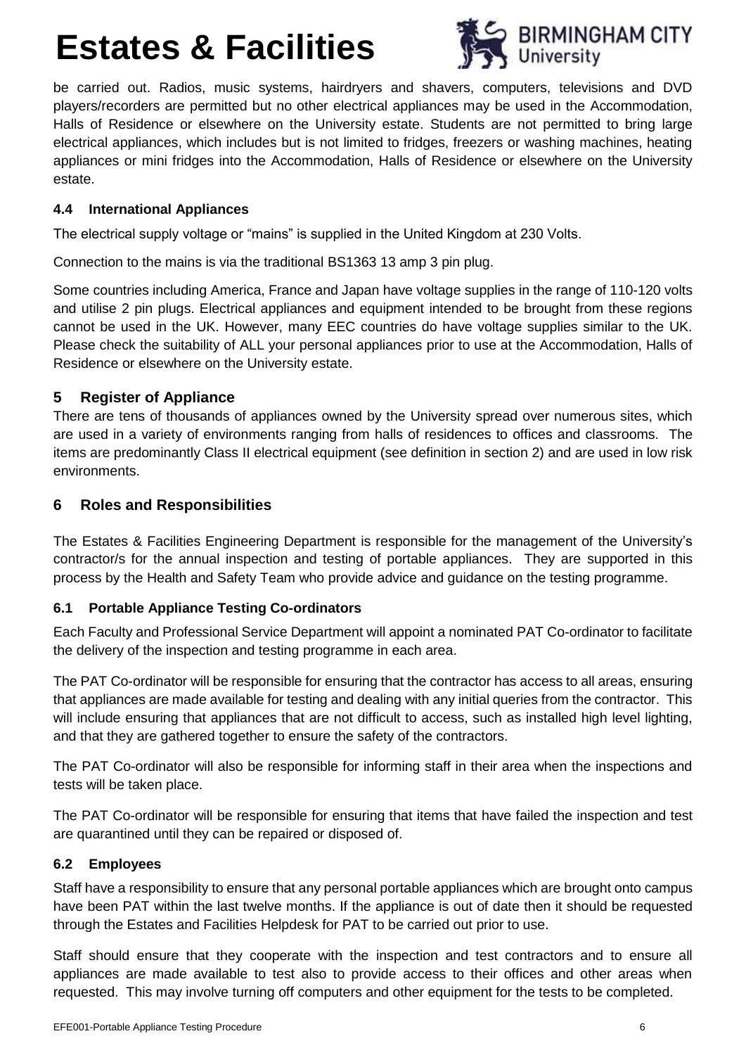be carried out. Radios, music systems, hairdryers and shavers, computers, televisions and DVD players/recorders are permitted but no other electrical appliances may be used in the Accommodation, Halls of Residence or elsewhere on the University estate. Students are not permitted to bring large electrical appliances, which includes but is not limited to fridges, freezers or washing machines, heating appliances or mini fridges into the Accommodation, Halls of Residence or elsewhere on the University estate.

### 4.4 International Appliances

The electrical supply voltage or "mains" is supplied in the United Kingdom at 230 Volts.

Connection to the mains is via the traditional BS1363 13 amp 3 pin plug.

Some countries including America, France and Japan have voltage supplies in the range of 110-120 volts and utilise 2 pin plugs. Electrical appliances and equipment intended to be brought from these regions cannot be used in the UK. However, many EEC countries do have voltage supplies similar to the UK. Please check the suitability of ALL your personal appliances prior to use at the Accommodation, Halls of Residence or elsewhere on the University estate.

## 5 Register of Appliance

There are tens of thousands of appliances owned by the University spread over numerous sites, which are used in a variety of environments ranging from halls of residences to offices and classrooms. The items are predominantly Class II electrical equipment (see definition in section 2) and are used in low risk environments.

## 6 Roles and Responsibilities

The Estates & Facilities Engineering Department is responsible for the management of the University's contractor/s for the annual inspection and testing of portable appliances. They are supported in this process by the Health and Safety Team who provide advice and guidance on the testing programme.

### 6.1 Portable Appliance Testing Co-ordinators

Each Faculty and Professional Service Department will appoint a nominated PAT Co-ordinator to facilitate the delivery of the inspection and testing programme in each area.

The PAT Co-ordinator will be responsible for ensuring that the contractor has access to all areas, ensuring that appliances are made available for testing and dealing with any initial queries from the contractor. This will include ensuring that appliances that are not difficult to access, such as installed high level lighting, and that they are gathered together to ensure the safety of the contractors.

The PAT Co-ordinator will also be responsible for informing staff in their area when the inspections and tests will be taken place.

The PAT Co-ordinator will be responsible for ensuring that items that have failed the inspection and test are quarantined until they can be repaired or disposed of.

### 6.2 Employees

Staff have a responsibility to ensure that any personal portable appliances which are brought onto campus have been PAT within the last twelve months. If the appliance is out of date then it should be requested through the Estates and Facilities Helpdesk for PAT to be carried out prior to use.

Staff should ensure that they cooperate with the inspection and test contractors and to ensure all appliances are made available to test also to provide access to their offices and other areas when requested. This may involve turning off computers and other equipment for the tests to be completed.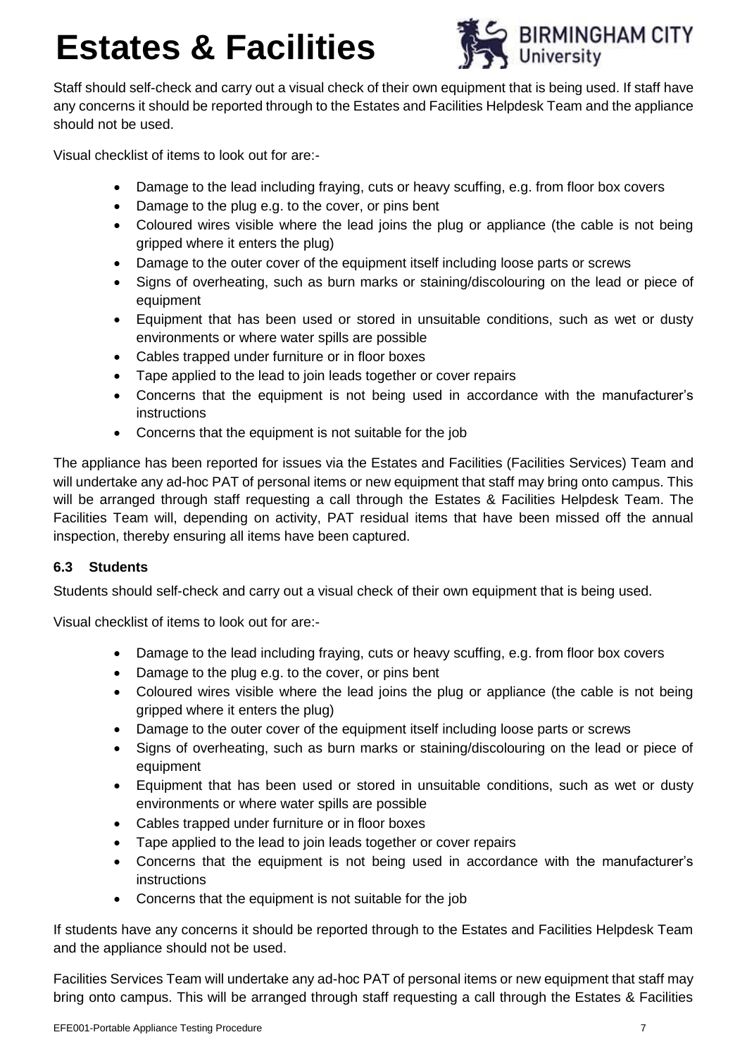Staff should self-check and carry out a visual check of their own equipment that is being used. If staff have any concerns it should be reported through to the Estates and Facilities Helpdesk Team and the appliance should not be used.

Visual checklist of items to look out for are:-

- Damage to the lead including fraying, cuts or heavy scuffing, e.g. from floor box covers
- Damage to the plug e.g. to the cover, or pins bent
- Coloured wires visible where the lead joins the plug or appliance (the cable is not being gripped where it enters the plug)
- Damage to the outer cover of the equipment itself including loose parts or screws
- Signs of overheating, such as burn marks or staining/discolouring on the lead or piece of equipment
- Equipment that has been used or stored in unsuitable conditions, such as wet or dusty environments or where water spills are possible
- Cables trapped under furniture or in floor boxes
- Tape applied to the lead to join leads together or cover repairs
- Concerns that the equipment is not being used in accordance with the manufacturer's instructions
- Concerns that the equipment is not suitable for the job

The appliance has been reported for issues via the Estates and Facilities (Facilities Services) Team and will undertake any ad-hoc PAT of personal items or new equipment that staff may bring onto campus. This will be arranged through staff requesting a call through the Estates & Facilities Helpdesk Team. The Facilities Team will, depending on activity, PAT residual items that have been missed off the annual inspection, thereby ensuring all items have been captured.

### 6.3 Students

Students should self-check and carry out a visual check of their own equipment that is being used.

Visual checklist of items to look out for are:-

- Damage to the lead including fraying, cuts or heavy scuffing, e.g. from floor box covers
- Damage to the plug e.g. to the cover, or pins bent
- Coloured wires visible where the lead joins the plug or appliance (the cable is not being gripped where it enters the plug)
- Damage to the outer cover of the equipment itself including loose parts or screws
- Signs of overheating, such as burn marks or staining/discolouring on the lead or piece of equipment
- Equipment that has been used or stored in unsuitable conditions, such as wet or dusty environments or where water spills are possible
- Cables trapped under furniture or in floor boxes
- Tape applied to the lead to join leads together or cover repairs
- Concerns that the equipment is not being used in accordance with the manufacturer's instructions
- Concerns that the equipment is not suitable for the job

If students have any concerns it should be reported through to the Estates and Facilities Helpdesk Team and the appliance should not be used.

Facilities Services Team will undertake any ad-hoc PAT of personal items or new equipment that staff may bring onto campus. This will be arranged through staff requesting a call through the Estates & Facilities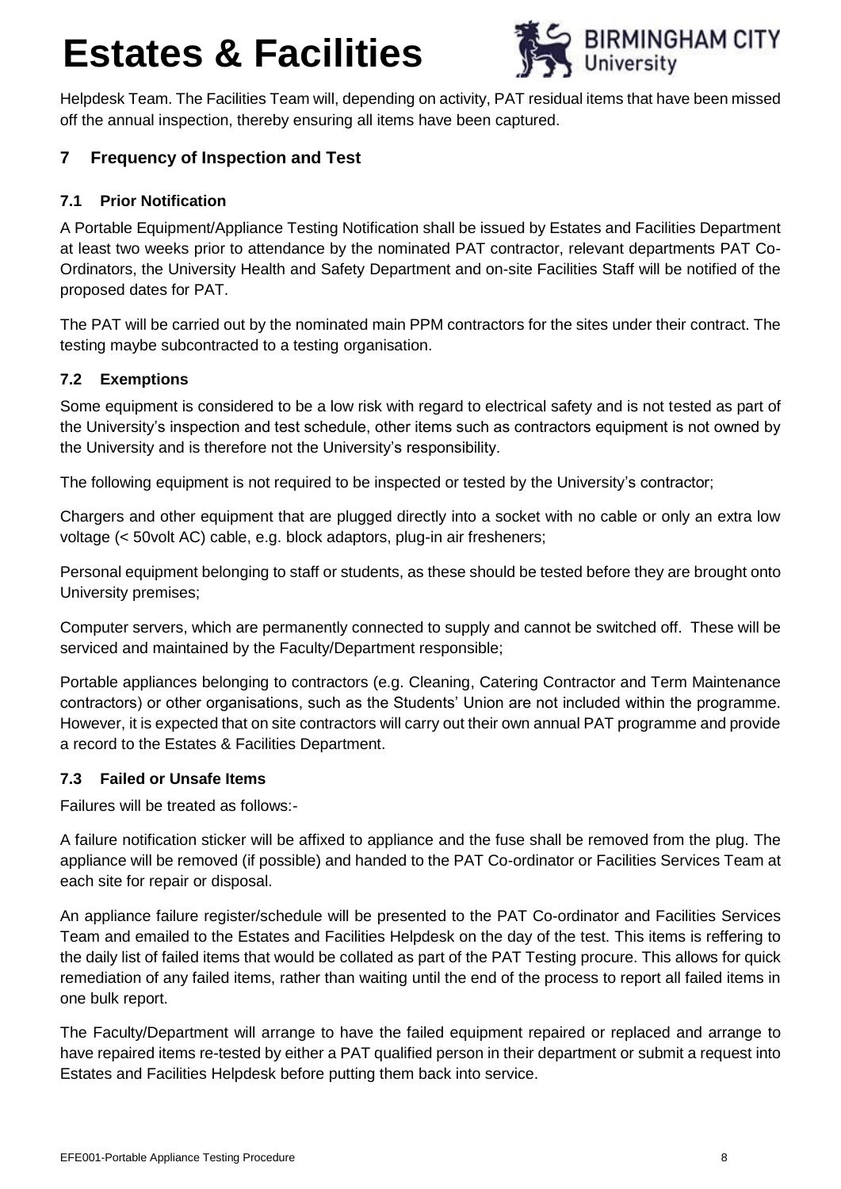Helpdesk Team. The Facilities Team will, depending on activity, PAT residual items that have been missed off the annual inspection, thereby ensuring all items have been captured.

## 7 Frequency of Inspection and Test

### 7.1 Prior Notification

A Portable Equipment/Appliance Testing Notification shall be issued by Estates and Facilities Department at least two weeks prior to attendance by the nominated PAT contractor, relevant departments PAT Co-Ordinators, the University Health and Safety Department and on-site Facilities Staff will be notified of the proposed dates for PAT.

The PAT will be carried out by the nominated main PPM contractors for the sites under their contract. The testing maybe subcontracted to a testing organisation.

### 7.2 Exemptions

Some equipment is considered to be a low risk with regard to electrical safety and is not tested as part of the University's inspection and test schedule, other items such as contractors equipment is not owned by the University and is therefore not the University's responsibility.

The following equipment is not required to be inspected or tested by the University's contractor;

Chargers and other equipment that are plugged directly into a socket with no cable or only an extra low voltage (< 50volt AC) cable, e.g. block adaptors, plug-in air fresheners;

Personal equipment belonging to staff or students, as these should be tested before they are brought onto University premises;

Computer servers, which are permanently connected to supply and cannot be switched off. These will be serviced and maintained by the Faculty/Department responsible;

Portable appliances belonging to contractors (e.g. Cleaning, Catering Contractor and Term Maintenance contractors) or other organisations, such as the Students' Union are not included within the programme. However, it is expected that on site contractors will carry out their own annual PAT programme and provide a record to the Estates & Facilities Department.

### 7.3 Failed or Unsafe Items

Failures will be treated as follows:-

A failure notification sticker will be affixed to appliance and the fuse shall be removed from the plug. The appliance will be removed (if possible) and handed to the PAT Co-ordinator or Facilities Services Team at each site for repair or disposal.

An appliance failure register/schedule will be presented to the PAT Co-ordinator and Facilities Services Team and emailed to the Estates and Facilities Helpdesk on the day of the test. This items is reffering to the daily list of failed items that would be collated as part of the PAT Testing procure. This allows for quick remediation of any failed items, rather than waiting until the end of the process to report all failed items in one bulk report.

The Faculty/Department will arrange to have the failed equipment repaired or replaced and arrange to have repaired items re-tested by either a PAT qualified person in their department or submit a request into Estates and Facilities Helpdesk before putting them back into service.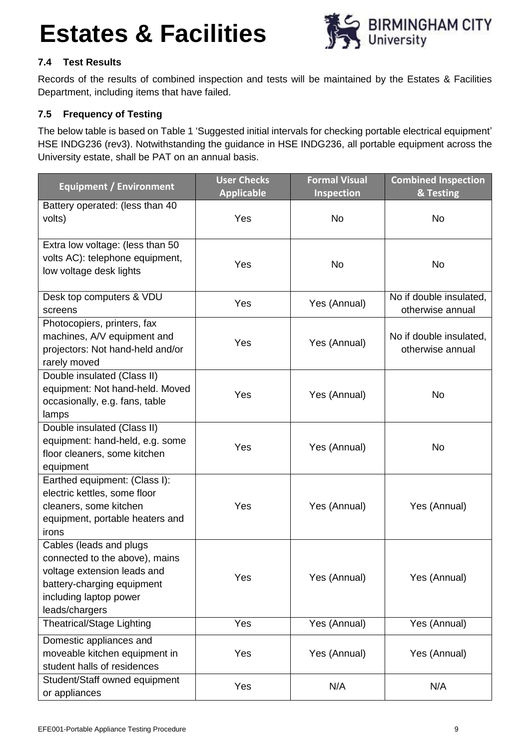### 7.4 Test Results

Records of the results of combined inspection and tests will be maintained by the Estates & Facilities Department, including items that have failed.

### 7.5 Frequency of Testing

The below table is based on Table 1 'Suggested initial intervals for checking portable electrical equipment' HSE INDG236 (rev3). Notwithstanding the guidance in HSE INDG236, all portable equipment across the University estate, shall be PAT on an annual basis.

| Equipment / Environment | User Checks Applicable | Formal Visual Inspection | Combined Inspection & Testing |
|---|---|---|---|
| Battery operated: (less than 40 volts) | Yes | No | No |
| Extra low voltage: (less than 50 volts AC): telephone equipment, low voltage desk lights | Yes | No | No |
| Desk top computers & VDU screens | Yes | Yes (Annual) | No if double insulated, otherwise annual |
| Photocopiers, printers, fax machines, A/V equipment and projectors: Not hand-held and/or rarely moved | Yes | Yes (Annual) | No if double insulated, otherwise annual |
| Double insulated (Class II) equipment: Not hand-held. Moved occasionally, e.g. fans, table lamps | Yes | Yes (Annual) | No |
| Double insulated (Class II) equipment: hand-held, e.g. some floor cleaners, some kitchen equipment | Yes | Yes (Annual) | No |
| Earthed equipment: (Class I): electric kettles, some floor cleaners, some kitchen equipment, portable heaters and irons | Yes | Yes (Annual) | Yes (Annual) |
| Cables (leads and plugs connected to the above), mains voltage extension leads and battery-charging equipment including laptop power leads/chargers | Yes | Yes (Annual) | Yes (Annual) |
| Theatrical/Stage Lighting | Yes | Yes (Annual) | Yes (Annual) |
| Domestic appliances and moveable kitchen equipment in student halls of residences | Yes | Yes (Annual) | Yes (Annual) |
| Student/Staff owned equipment or appliances | Yes | N/A | N/A |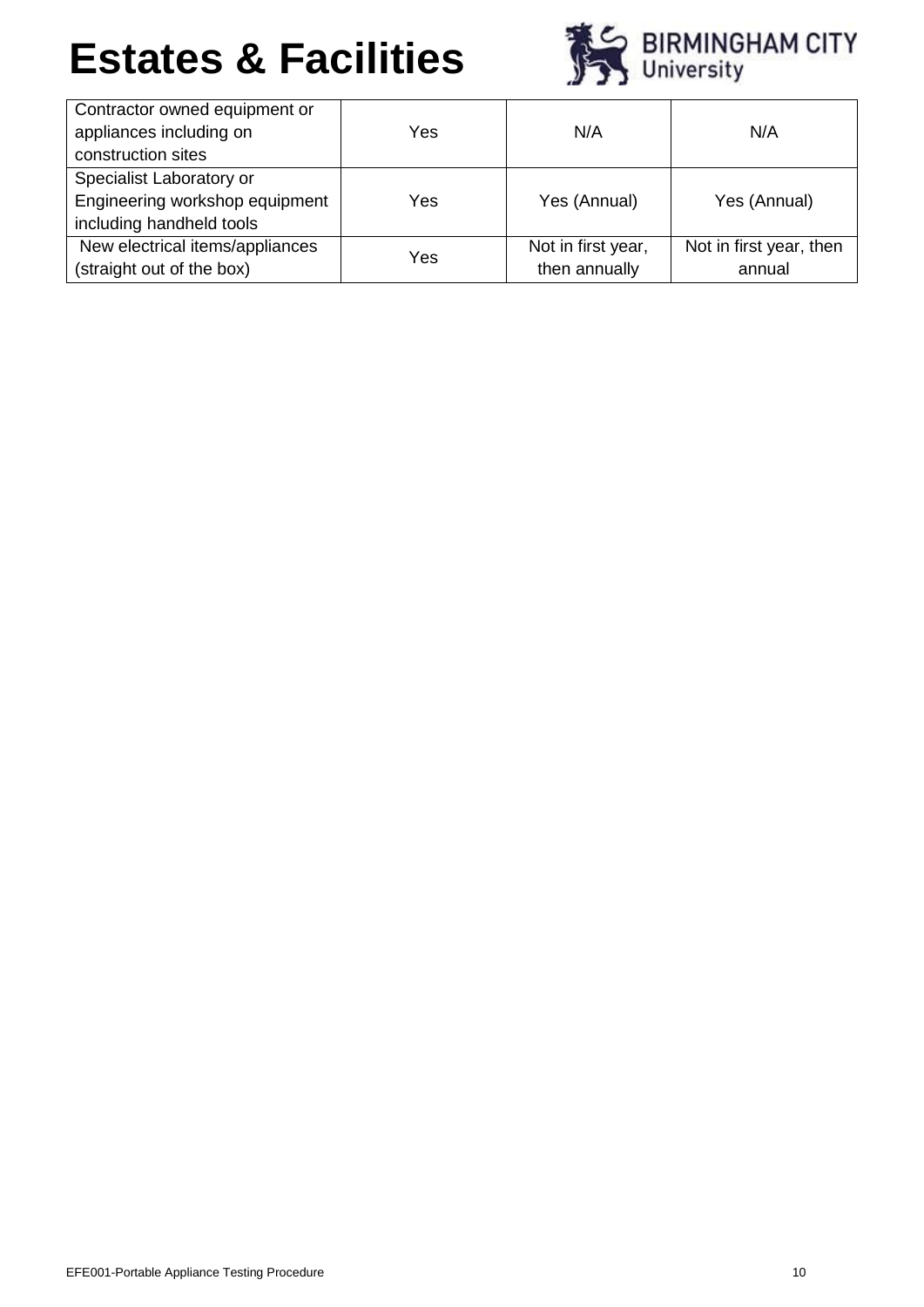| | | | |
|---|---|---|---|
| Contractor owned equipment or appliances including on construction sites | Yes | N/A | N/A |
| Specialist Laboratory or Engineering workshop equipment including handheld tools | Yes | Yes (Annual) | Yes (Annual) |
| New electrical items/appliances (straight out of the box) | Yes | Not in first year, then annually | Not in first year, then annual |